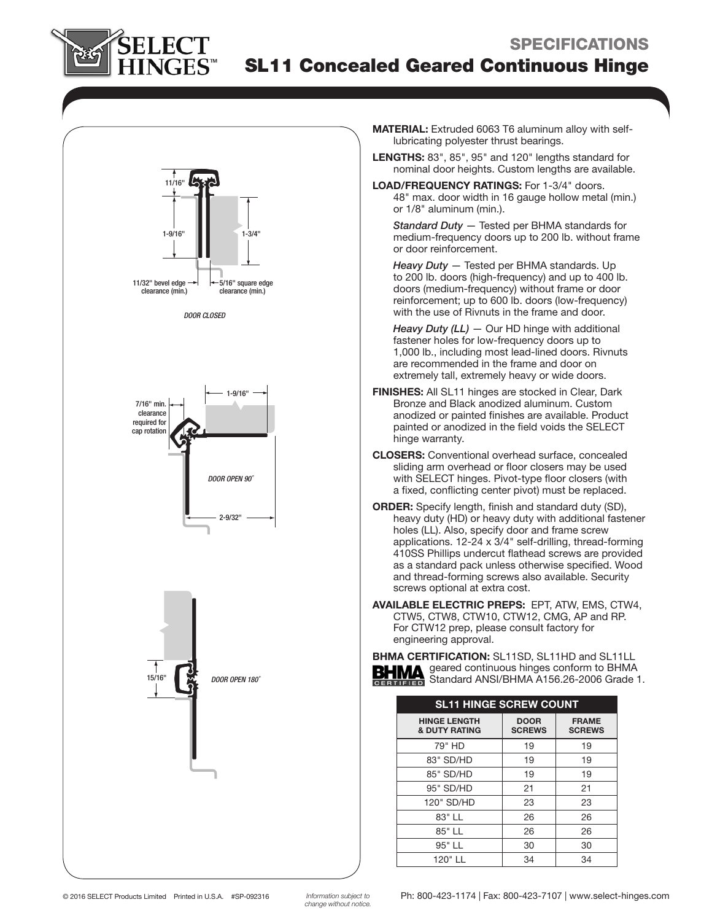# SPECIFICATIONS

## SL11 Concealed Geared Continuous Hinge

11/16"

1-9/16"

1-3/4"

11/32" bevel edge clearance (min.)

5/16" square edge clearance (min.)

*DOOR CLOSED*

7/16" min. clearance required for cap rotation

1-9/16"

*DOOR OPEN 90˚*

2-9/32"

15/16"

*DOOR OPEN 180˚*

**MATERIAL:** Extruded 6063 T6 aluminum alloy with self-lubricating polyester thrust bearings.

**LENGTHS:** 83", 85", 95" and 120" lengths standard for nominal door heights. Custom lengths are available.

**LOAD/FREQUENCY RATINGS:** For 1-3/4" doors. 48" max. door width in 16 gauge hollow metal (min.) or 1/8" aluminum (min.).

*Standard Duty* — Tested per BHMA standards for medium-frequency doors up to 200 lb. without frame or door reinforcement.

*Heavy Duty* — Tested per BHMA standards. Up to 200 lb. doors (high-frequency) and up to 400 lb. doors (medium-frequency) without frame or door reinforcement; up to 600 lb. doors (low-frequency) with the use of Rivnuts in the frame and door.

*Heavy Duty (LL)* — Our HD hinge with additional fastener holes for low-frequency doors up to 1,000 lb., including most lead-lined doors. Rivnuts are recommended in the frame and door on extremely tall, extremely heavy or wide doors.

**FINISHES:** All SL11 hinges are stocked in Clear, Dark Bronze and Black anodized aluminum. Custom anodized or painted finishes are available. Product painted or anodized in the field voids the SELECT hinge warranty.

**CLOSERS:** Conventional overhead surface, concealed sliding arm overhead or floor closers may be used with SELECT hinges. Pivot-type floor closers (with a fixed, conflicting center pivot) must be replaced.

**ORDER:** Specify length, finish and standard duty (SD), heavy duty (HD) or heavy duty with additional fastener holes (LL). Also, specify door and frame screw applications. 12-24 x 3/4" self-drilling, thread-forming 410SS Phillips undercut flathead screws are provided as a standard pack unless otherwise specified. Wood and thread-forming screws also available. Security screws optional at extra cost.

**AVAILABLE ELECTRIC PREPS:** EPT, ATW, EMS, CTW4, CTW5, CTW8, CTW10, CTW12, CMG, AP and RP. For CTW12 prep, please consult factory for engineering approval.

**BHMA CERTIFICATION:** SL11SD, SL11HD and SL11LL geared continuous hinges conform to BHMA Standard ANSI/BHMA A156.26-2006 Grade 1.

**SL11 HINGE SCREW COUNT**

| HINGE LENGTH & DUTY RATING | DOOR SCREWS | FRAME SCREWS |
|---|---|---|
| 79" HD | 19 | 19 |
| 83" SD/HD | 19 | 19 |
| 85" SD/HD | 19 | 19 |
| 95" SD/HD | 21 | 21 |
| 120" SD/HD | 23 | 23 |
| 83" LL | 26 | 26 |
| 85" LL | 26 | 26 |
| 95" LL | 30 | 30 |
| 120" LL | 34 | 34 |

© 2016 SELECT Products Limited Printed in U.S.A. #SP-092316

*Information subject to change without notice.*

Ph: 800-423-1174 | Fax: 800-423-7107 | www.select-hinges.com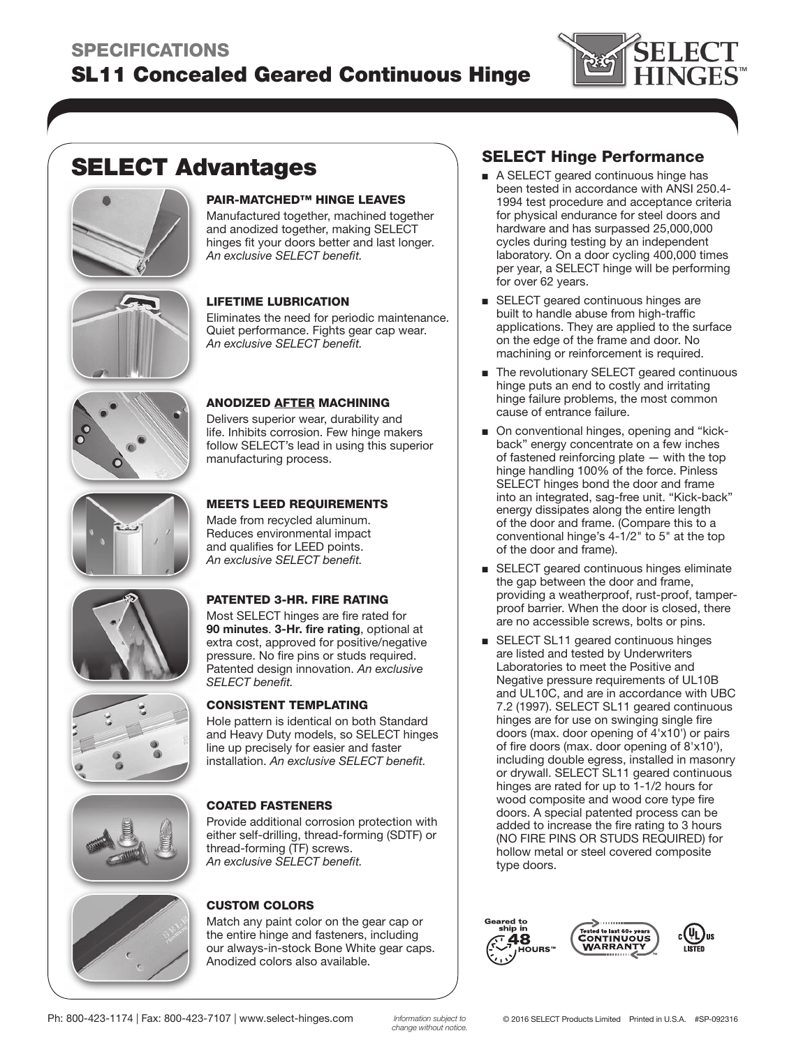# SPECIFICATIONS

## SL11 Concealed Geared Continuous Hinge

## SELECT Advantages

### PAIR-MATCHED™ HINGE LEAVES

Manufactured together, machined together and anodized together, making SELECT hinges fit your doors better and last longer. *An exclusive SELECT benefit.*

### LIFETIME LUBRICATION

Eliminates the need for periodic maintenance. Quiet performance. Fights gear cap wear. *An exclusive SELECT benefit.*

### ANODIZED AFTER MACHINING

Delivers superior wear, durability and life. Inhibits corrosion. Few hinge makers follow SELECT's lead in using this superior manufacturing process.

### MEETS LEED REQUIREMENTS

Made from recycled aluminum. Reduces environmental impact and qualifies for LEED points. *An exclusive SELECT benefit.*

### PATENTED 3-HR. FIRE RATING

Most SELECT hinges are fire rated for **90 minutes**. **3-Hr. fire rating**, optional at extra cost, approved for positive/negative pressure. No fire pins or studs required. Patented design innovation. *An exclusive SELECT benefit.*

### CONSISTENT TEMPLATING

Hole pattern is identical on both Standard and Heavy Duty models, so SELECT hinges line up precisely for easier and faster installation. *An exclusive SELECT benefit.*

### COATED FASTENERS

Provide additional corrosion protection with either self-drilling, thread-forming (SDTF) or thread-forming (TF) screws. *An exclusive SELECT benefit.*

### CUSTOM COLORS

Match any paint color on the gear cap or the entire hinge and fasteners, including our always-in-stock Bone White gear caps. Anodized colors also available.

## SELECT Hinge Performance

- A SELECT geared continuous hinge has been tested in accordance with ANSI 250.4-1994 test procedure and acceptance criteria for physical endurance for steel doors and hardware and has surpassed 25,000,000 cycles during testing by an independent laboratory. On a door cycling 400,000 times per year, a SELECT hinge will be performing for over 62 years.
- SELECT geared continuous hinges are built to handle abuse from high-traffic applications. They are applied to the surface on the edge of the frame and door. No machining or reinforcement is required.
- The revolutionary SELECT geared continuous hinge puts an end to costly and irritating hinge failure problems, the most common cause of entrance failure.
- On conventional hinges, opening and "kick-back" energy concentrate on a few inches of fastened reinforcing plate — with the top hinge handling 100% of the force. Pinless SELECT hinges bond the door and frame into an integrated, sag-free unit. "Kick-back" energy dissipates along the entire length of the door and frame. (Compare this to a conventional hinge's 4-1/2" to 5" at the top of the door and frame).
- SELECT geared continuous hinges eliminate the gap between the door and frame, providing a weatherproof, rust-proof, tamper-proof barrier. When the door is closed, there are no accessible screws, bolts or pins.
- SELECT SL11 geared continuous hinges are listed and tested by Underwriters Laboratories to meet the Positive and Negative pressure requirements of UL10B and UL10C, and are in accordance with UBC 7.2 (1997). SELECT SL11 geared continuous hinges are for use on swinging single fire doors (max. door opening of 4'x10') or pairs of fire doors (max. door opening of 8'x10'), including double egress, installed in masonry or drywall. SELECT SL11 geared continuous hinges are rated for up to 1-1/2 hours for wood composite and wood core type fire doors. A special patented process can be added to increase the fire rating to 3 hours (NO FIRE PINS OR STUDS REQUIRED) for hollow metal or steel covered composite type doors.

Geared to ship in 48 HOURS™

Tested to last 60+ years CONTINUOUS WARRANTY™

c UL us LISTED

Ph: 800-423-1174 | Fax: 800-423-7107 | www.select-hinges.com

*Information subject to change without notice.*

© 2016 SELECT Products Limited Printed in U.S.A. #SP-092316